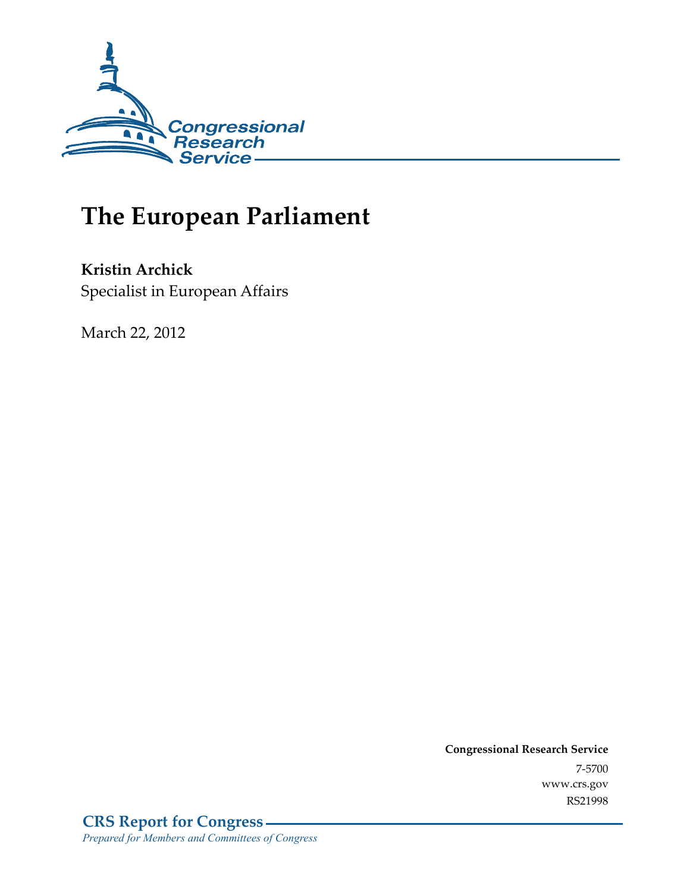Congressional Research Service

# The European Parliament

**Kristin Archick**
Specialist in European Affairs

March 22, 2012

**Congressional Research Service**
7-5700
www.crs.gov
RS21998

**CRS Report for Congress**
*Prepared for Members and Committees of Congress*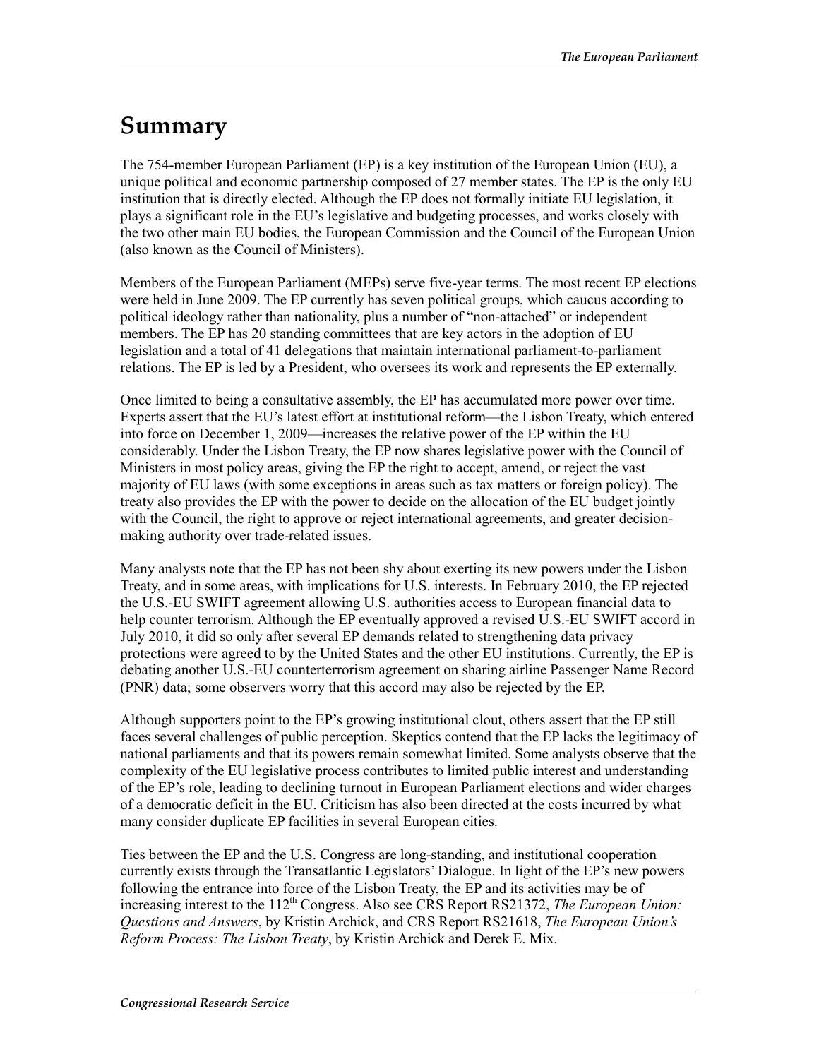# Summary

The 754-member European Parliament (EP) is a key institution of the European Union (EU), a unique political and economic partnership composed of 27 member states. The EP is the only EU institution that is directly elected. Although the EP does not formally initiate EU legislation, it plays a significant role in the EU's legislative and budgeting processes, and works closely with the two other main EU bodies, the European Commission and the Council of the European Union (also known as the Council of Ministers).

Members of the European Parliament (MEPs) serve five-year terms. The most recent EP elections were held in June 2009. The EP currently has seven political groups, which caucus according to political ideology rather than nationality, plus a number of "non-attached" or independent members. The EP has 20 standing committees that are key actors in the adoption of EU legislation and a total of 41 delegations that maintain international parliament-to-parliament relations. The EP is led by a President, who oversees its work and represents the EP externally.

Once limited to being a consultative assembly, the EP has accumulated more power over time. Experts assert that the EU's latest effort at institutional reform—the Lisbon Treaty, which entered into force on December 1, 2009—increases the relative power of the EP within the EU considerably. Under the Lisbon Treaty, the EP now shares legislative power with the Council of Ministers in most policy areas, giving the EP the right to accept, amend, or reject the vast majority of EU laws (with some exceptions in areas such as tax matters or foreign policy). The treaty also provides the EP with the power to decide on the allocation of the EU budget jointly with the Council, the right to approve or reject international agreements, and greater decision-making authority over trade-related issues.

Many analysts note that the EP has not been shy about exerting its new powers under the Lisbon Treaty, and in some areas, with implications for U.S. interests. In February 2010, the EP rejected the U.S.-EU SWIFT agreement allowing U.S. authorities access to European financial data to help counter terrorism. Although the EP eventually approved a revised U.S.-EU SWIFT accord in July 2010, it did so only after several EP demands related to strengthening data privacy protections were agreed to by the United States and the other EU institutions. Currently, the EP is debating another U.S.-EU counterterrorism agreement on sharing airline Passenger Name Record (PNR) data; some observers worry that this accord may also be rejected by the EP.

Although supporters point to the EP's growing institutional clout, others assert that the EP still faces several challenges of public perception. Skeptics contend that the EP lacks the legitimacy of national parliaments and that its powers remain somewhat limited. Some analysts observe that the complexity of the EU legislative process contributes to limited public interest and understanding of the EP's role, leading to declining turnout in European Parliament elections and wider charges of a democratic deficit in the EU. Criticism has also been directed at the costs incurred by what many consider duplicate EP facilities in several European cities.

Ties between the EP and the U.S. Congress are long-standing, and institutional cooperation currently exists through the Transatlantic Legislators' Dialogue. In light of the EP's new powers following the entrance into force of the Lisbon Treaty, the EP and its activities may be of increasing interest to the 112th Congress. Also see CRS Report RS21372, *The European Union: Questions and Answers*, by Kristin Archick, and CRS Report RS21618, *The European Union's Reform Process: The Lisbon Treaty*, by Kristin Archick and Derek E. Mix.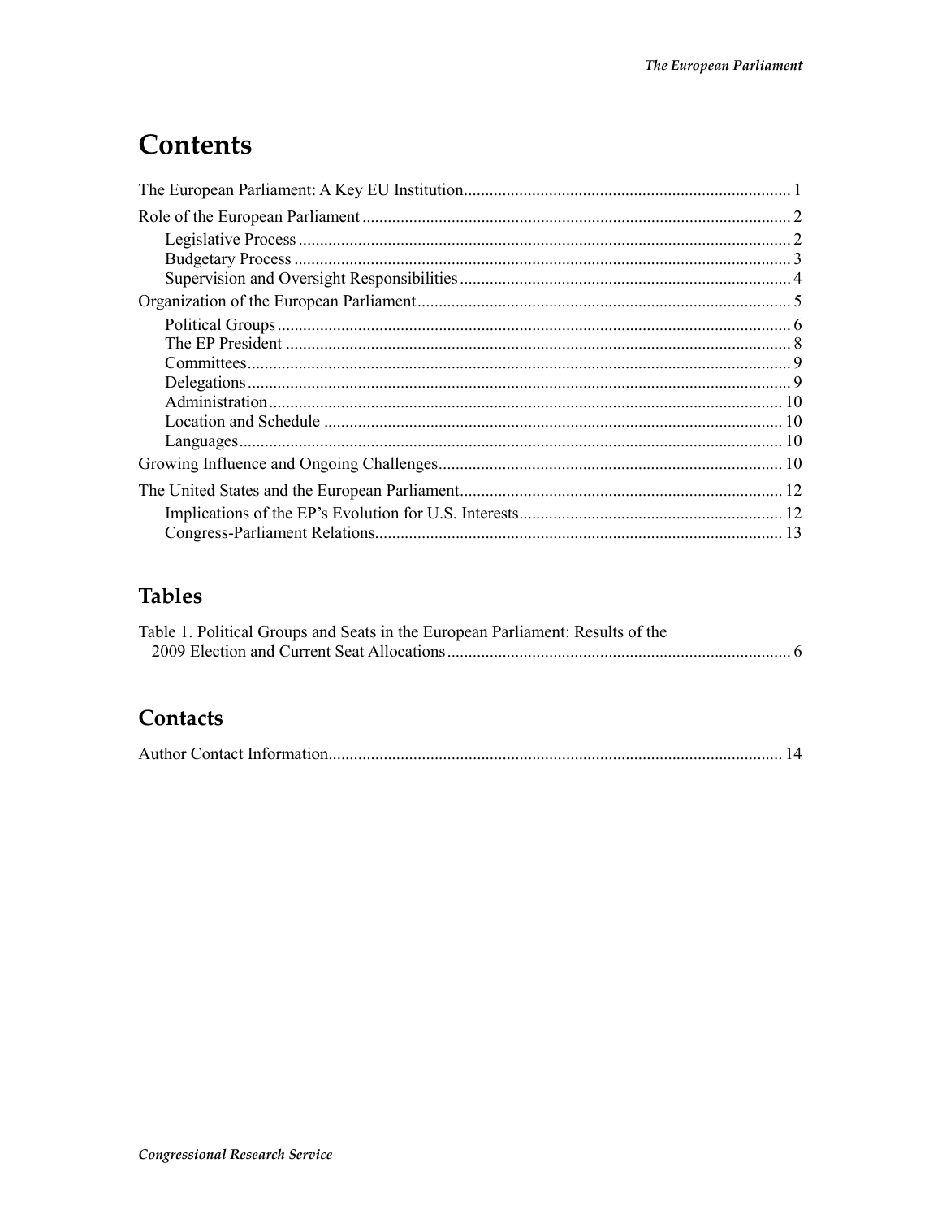# Contents

The European Parliament: A Key EU Institution ........ 1

Role of the European Parliament ........ 2

- Legislative Process ........ 2
- Budgetary Process ........ 3
- Supervision and Oversight Responsibilities ........ 4

Organization of the European Parliament ........ 5

- Political Groups ........ 6
- The EP President ........ 8
- Committees ........ 9
- Delegations ........ 9
- Administration ........ 10
- Location and Schedule ........ 10
- Languages ........ 10

Growing Influence and Ongoing Challenges ........ 10

The United States and the European Parliament ........ 12

- Implications of the EP's Evolution for U.S. Interests ........ 12
- Congress-Parliament Relations ........ 13

## Tables

Table 1. Political Groups and Seats in the European Parliament: Results of the 2009 Election and Current Seat Allocations ........ 6

## Contacts

Author Contact Information ........ 14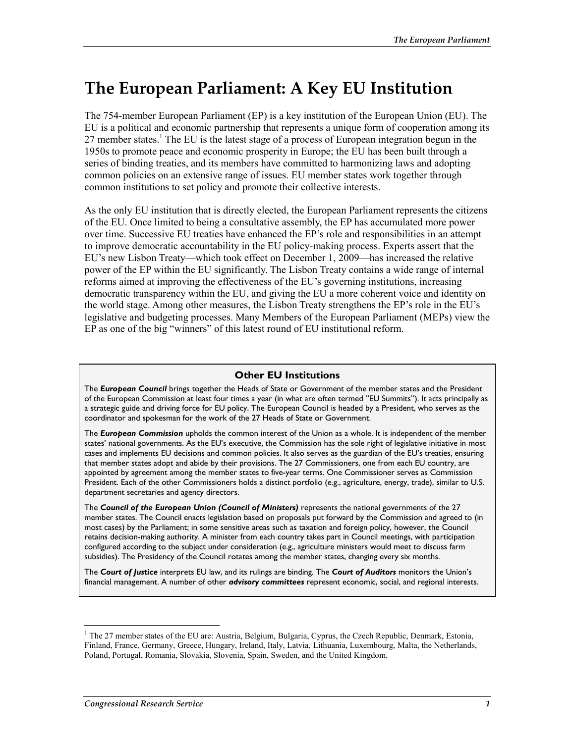# The European Parliament: A Key EU Institution

The 754-member European Parliament (EP) is a key institution of the European Union (EU). The EU is a political and economic partnership that represents a unique form of cooperation among its 27 member states.[1] The EU is the latest stage of a process of European integration begun in the 1950s to promote peace and economic prosperity in Europe; the EU has been built through a series of binding treaties, and its members have committed to harmonizing laws and adopting common policies on an extensive range of issues. EU member states work together through common institutions to set policy and promote their collective interests.

As the only EU institution that is directly elected, the European Parliament represents the citizens of the EU. Once limited to being a consultative assembly, the EP has accumulated more power over time. Successive EU treaties have enhanced the EP's role and responsibilities in an attempt to improve democratic accountability in the EU policy-making process. Experts assert that the EU's new Lisbon Treaty—which took effect on December 1, 2009—has increased the relative power of the EP within the EU significantly. The Lisbon Treaty contains a wide range of internal reforms aimed at improving the effectiveness of the EU's governing institutions, increasing democratic transparency within the EU, and giving the EU a more coherent voice and identity on the world stage. Among other measures, the Lisbon Treaty strengthens the EP's role in the EU's legislative and budgeting processes. Many Members of the European Parliament (MEPs) view the EP as one of the big "winners" of this latest round of EU institutional reform.

### Other EU Institutions

The ***European Council*** brings together the Heads of State or Government of the member states and the President of the European Commission at least four times a year (in what are often termed "EU Summits"). It acts principally as a strategic guide and driving force for EU policy. The European Council is headed by a President, who serves as the coordinator and spokesman for the work of the 27 Heads of State or Government.

The ***European Commission*** upholds the common interest of the Union as a whole. It is independent of the member states' national governments. As the EU's executive, the Commission has the sole right of legislative initiative in most cases and implements EU decisions and common policies. It also serves as the guardian of the EU's treaties, ensuring that member states adopt and abide by their provisions. The 27 Commissioners, one from each EU country, are appointed by agreement among the member states to five-year terms. One Commissioner serves as Commission President. Each of the other Commissioners holds a distinct portfolio (e.g., agriculture, energy, trade), similar to U.S. department secretaries and agency directors.

The ***Council of the European Union (Council of Ministers)*** represents the national governments of the 27 member states. The Council enacts legislation based on proposals put forward by the Commission and agreed to (in most cases) by the Parliament; in some sensitive areas such as taxation and foreign policy, however, the Council retains decision-making authority. A minister from each country takes part in Council meetings, with participation configured according to the subject under consideration (e.g., agriculture ministers would meet to discuss farm subsidies). The Presidency of the Council rotates among the member states, changing every six months.

The ***Court of Justice*** interprets EU law, and its rulings are binding. The ***Court of Auditors*** monitors the Union's financial management. A number of other ***advisory committees*** represent economic, social, and regional interests.

---

[1] The 27 member states of the EU are: Austria, Belgium, Bulgaria, Cyprus, the Czech Republic, Denmark, Estonia, Finland, France, Germany, Greece, Hungary, Ireland, Italy, Latvia, Lithuania, Luxembourg, Malta, the Netherlands, Poland, Portugal, Romania, Slovakia, Slovenia, Spain, Sweden, and the United Kingdom.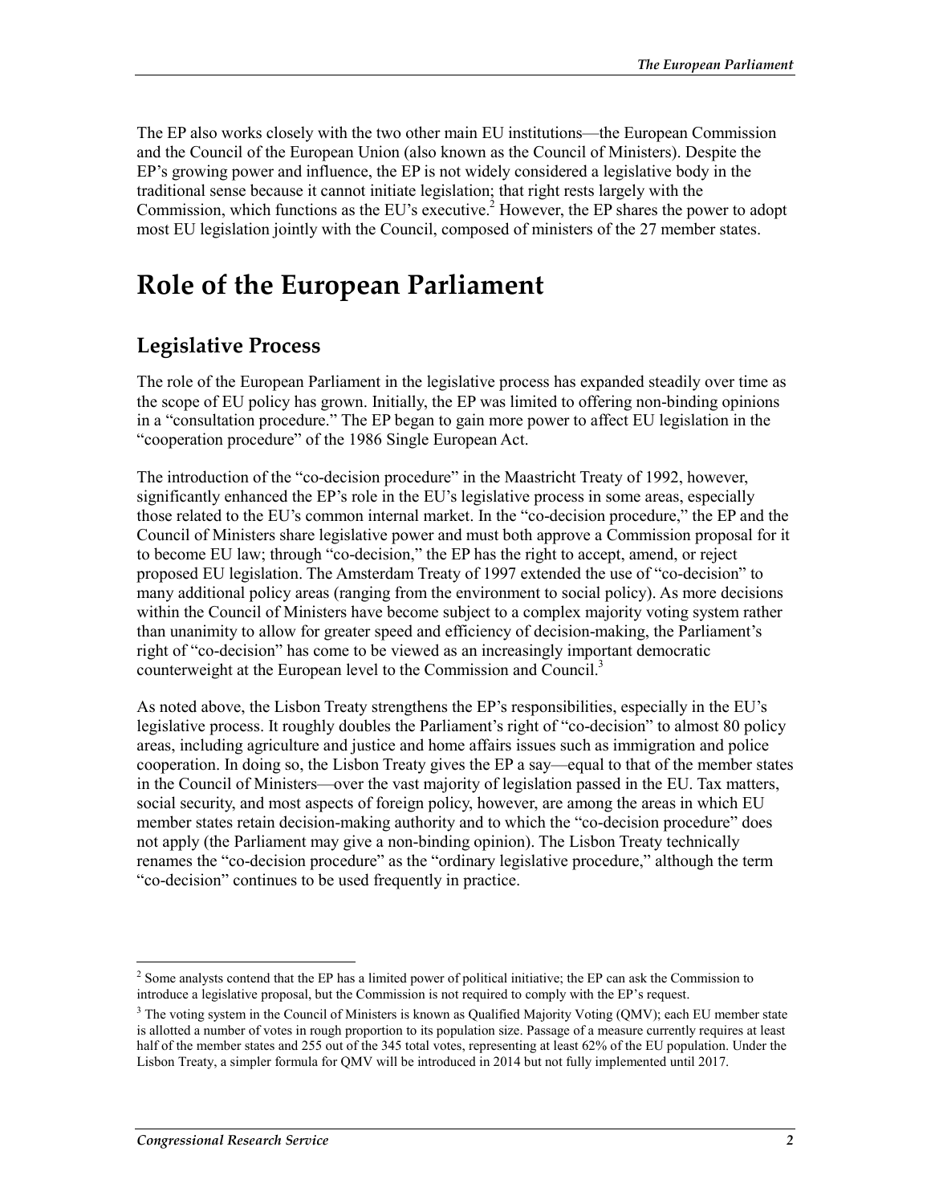The EP also works closely with the two other main EU institutions—the European Commission and the Council of the European Union (also known as the Council of Ministers). Despite the EP's growing power and influence, the EP is not widely considered a legislative body in the traditional sense because it cannot initiate legislation; that right rests largely with the Commission, which functions as the EU's executive.[2] However, the EP shares the power to adopt most EU legislation jointly with the Council, composed of ministers of the 27 member states.

# Role of the European Parliament

## Legislative Process

The role of the European Parliament in the legislative process has expanded steadily over time as the scope of EU policy has grown. Initially, the EP was limited to offering non-binding opinions in a "consultation procedure." The EP began to gain more power to affect EU legislation in the "cooperation procedure" of the 1986 Single European Act.

The introduction of the "co-decision procedure" in the Maastricht Treaty of 1992, however, significantly enhanced the EP's role in the EU's legislative process in some areas, especially those related to the EU's common internal market. In the "co-decision procedure," the EP and the Council of Ministers share legislative power and must both approve a Commission proposal for it to become EU law; through "co-decision," the EP has the right to accept, amend, or reject proposed EU legislation. The Amsterdam Treaty of 1997 extended the use of "co-decision" to many additional policy areas (ranging from the environment to social policy). As more decisions within the Council of Ministers have become subject to a complex majority voting system rather than unanimity to allow for greater speed and efficiency of decision-making, the Parliament's right of "co-decision" has come to be viewed as an increasingly important democratic counterweight at the European level to the Commission and Council.[3]

As noted above, the Lisbon Treaty strengthens the EP's responsibilities, especially in the EU's legislative process. It roughly doubles the Parliament's right of "co-decision" to almost 80 policy areas, including agriculture and justice and home affairs issues such as immigration and police cooperation. In doing so, the Lisbon Treaty gives the EP a say—equal to that of the member states in the Council of Ministers—over the vast majority of legislation passed in the EU. Tax matters, social security, and most aspects of foreign policy, however, are among the areas in which EU member states retain decision-making authority and to which the "co-decision procedure" does not apply (the Parliament may give a non-binding opinion). The Lisbon Treaty technically renames the "co-decision procedure" as the "ordinary legislative procedure," although the term "co-decision" continues to be used frequently in practice.

---

[2] Some analysts contend that the EP has a limited power of political initiative; the EP can ask the Commission to introduce a legislative proposal, but the Commission is not required to comply with the EP's request.

[3] The voting system in the Council of Ministers is known as Qualified Majority Voting (QMV); each EU member state is allotted a number of votes in rough proportion to its population size. Passage of a measure currently requires at least half of the member states and 255 out of the 345 total votes, representing at least 62% of the EU population. Under the Lisbon Treaty, a simpler formula for QMV will be introduced in 2014 but not fully implemented until 2017.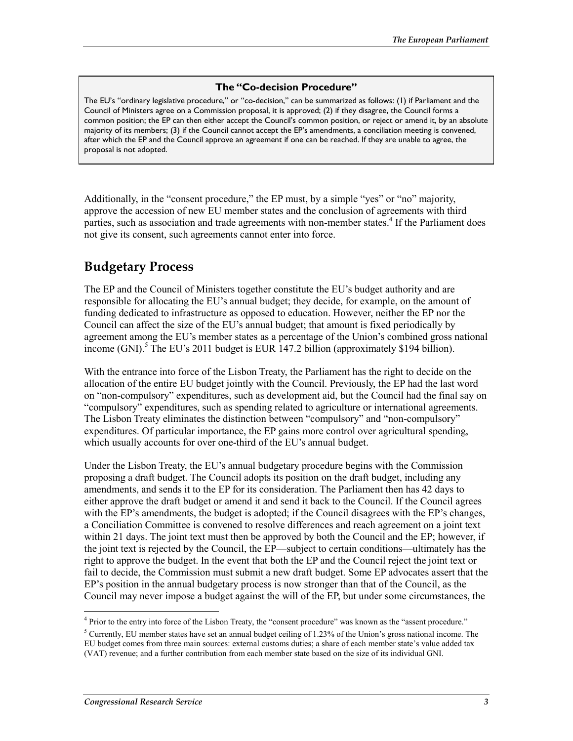> **The "Co-decision Procedure"**
>
> The EU's "ordinary legislative procedure," or "co-decision," can be summarized as follows: (1) if Parliament and the Council of Ministers agree on a Commission proposal, it is approved; (2) if they disagree, the Council forms a common position; the EP can then either accept the Council's common position, or reject or amend it, by an absolute majority of its members; (3) if the Council cannot accept the EP's amendments, a conciliation meeting is convened, after which the EP and the Council approve an agreement if one can be reached. If they are unable to agree, the proposal is not adopted.

Additionally, in the "consent procedure," the EP must, by a simple "yes" or "no" majority, approve the accession of new EU member states and the conclusion of agreements with third parties, such as association and trade agreements with non-member states.[4] If the Parliament does not give its consent, such agreements cannot enter into force.

## Budgetary Process

The EP and the Council of Ministers together constitute the EU's budget authority and are responsible for allocating the EU's annual budget; they decide, for example, on the amount of funding dedicated to infrastructure as opposed to education. However, neither the EP nor the Council can affect the size of the EU's annual budget; that amount is fixed periodically by agreement among the EU's member states as a percentage of the Union's combined gross national income (GNI).[5] The EU's 2011 budget is EUR 147.2 billion (approximately $194 billion).

With the entrance into force of the Lisbon Treaty, the Parliament has the right to decide on the allocation of the entire EU budget jointly with the Council. Previously, the EP had the last word on "non-compulsory" expenditures, such as development aid, but the Council had the final say on "compulsory" expenditures, such as spending related to agriculture or international agreements. The Lisbon Treaty eliminates the distinction between "compulsory" and "non-compulsory" expenditures. Of particular importance, the EP gains more control over agricultural spending, which usually accounts for over one-third of the EU's annual budget.

Under the Lisbon Treaty, the EU's annual budgetary procedure begins with the Commission proposing a draft budget. The Council adopts its position on the draft budget, including any amendments, and sends it to the EP for its consideration. The Parliament then has 42 days to either approve the draft budget or amend it and send it back to the Council. If the Council agrees with the EP's amendments, the budget is adopted; if the Council disagrees with the EP's changes, a Conciliation Committee is convened to resolve differences and reach agreement on a joint text within 21 days. The joint text must then be approved by both the Council and the EP; however, if the joint text is rejected by the Council, the EP—subject to certain conditions—ultimately has the right to approve the budget. In the event that both the EP and the Council reject the joint text or fail to decide, the Commission must submit a new draft budget. Some EP advocates assert that the EP's position in the annual budgetary process is now stronger than that of the Council, as the Council may never impose a budget against the will of the EP, but under some circumstances, the

---

[4] Prior to the entry into force of the Lisbon Treaty, the "consent procedure" was known as the "assent procedure."

[5] Currently, EU member states have set an annual budget ceiling of 1.23% of the Union's gross national income. The EU budget comes from three main sources: external customs duties; a share of each member state's value added tax (VAT) revenue; and a further contribution from each member state based on the size of its individual GNI.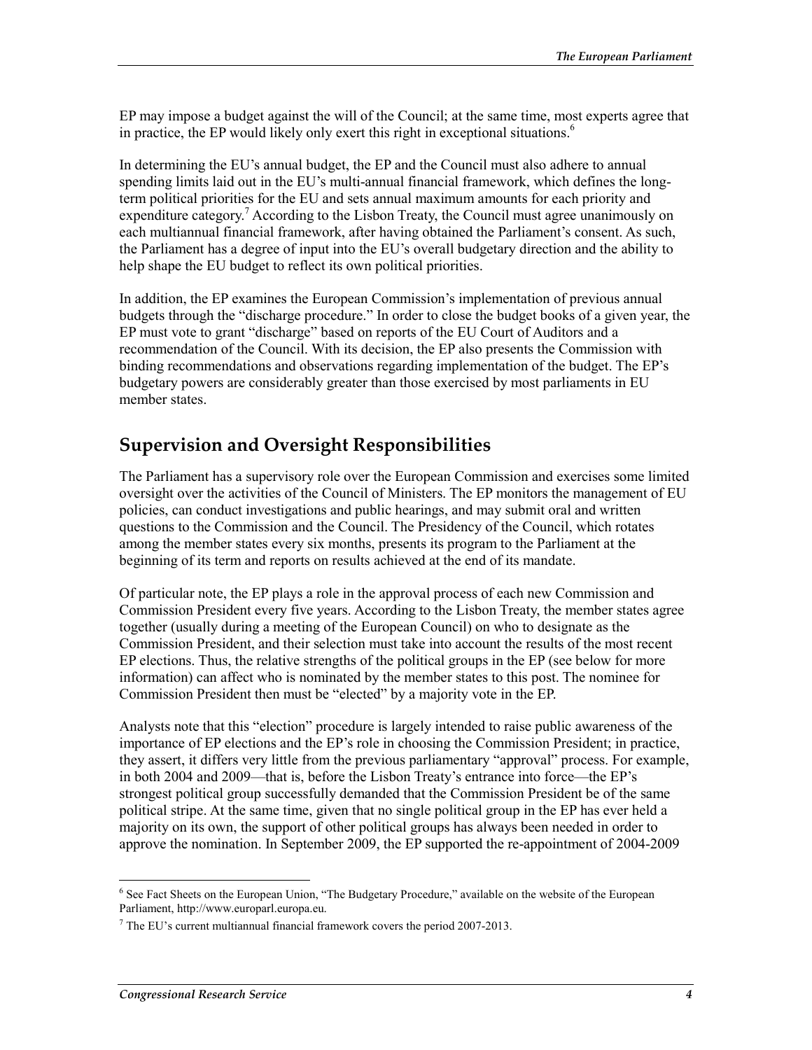EP may impose a budget against the will of the Council; at the same time, most experts agree that in practice, the EP would likely only exert this right in exceptional situations.[6]

In determining the EU's annual budget, the EP and the Council must also adhere to annual spending limits laid out in the EU's multi-annual financial framework, which defines the long-term political priorities for the EU and sets annual maximum amounts for each priority and expenditure category.[7] According to the Lisbon Treaty, the Council must agree unanimously on each multiannual financial framework, after having obtained the Parliament's consent. As such, the Parliament has a degree of input into the EU's overall budgetary direction and the ability to help shape the EU budget to reflect its own political priorities.

In addition, the EP examines the European Commission's implementation of previous annual budgets through the "discharge procedure." In order to close the budget books of a given year, the EP must vote to grant "discharge" based on reports of the EU Court of Auditors and a recommendation of the Council. With its decision, the EP also presents the Commission with binding recommendations and observations regarding implementation of the budget. The EP's budgetary powers are considerably greater than those exercised by most parliaments in EU member states.

## Supervision and Oversight Responsibilities

The Parliament has a supervisory role over the European Commission and exercises some limited oversight over the activities of the Council of Ministers. The EP monitors the management of EU policies, can conduct investigations and public hearings, and may submit oral and written questions to the Commission and the Council. The Presidency of the Council, which rotates among the member states every six months, presents its program to the Parliament at the beginning of its term and reports on results achieved at the end of its mandate.

Of particular note, the EP plays a role in the approval process of each new Commission and Commission President every five years. According to the Lisbon Treaty, the member states agree together (usually during a meeting of the European Council) on who to designate as the Commission President, and their selection must take into account the results of the most recent EP elections. Thus, the relative strengths of the political groups in the EP (see below for more information) can affect who is nominated by the member states to this post. The nominee for Commission President then must be "elected" by a majority vote in the EP.

Analysts note that this "election" procedure is largely intended to raise public awareness of the importance of EP elections and the EP's role in choosing the Commission President; in practice, they assert, it differs very little from the previous parliamentary "approval" process. For example, in both 2004 and 2009—that is, before the Lisbon Treaty's entrance into force—the EP's strongest political group successfully demanded that the Commission President be of the same political stripe. At the same time, given that no single political group in the EP has ever held a majority on its own, the support of other political groups has always been needed in order to approve the nomination. In September 2009, the EP supported the re-appointment of 2004-2009

---

[6] See Fact Sheets on the European Union, "The Budgetary Procedure," available on the website of the European Parliament, http://www.europarl.europa.eu.

[7] The EU's current multiannual financial framework covers the period 2007-2013.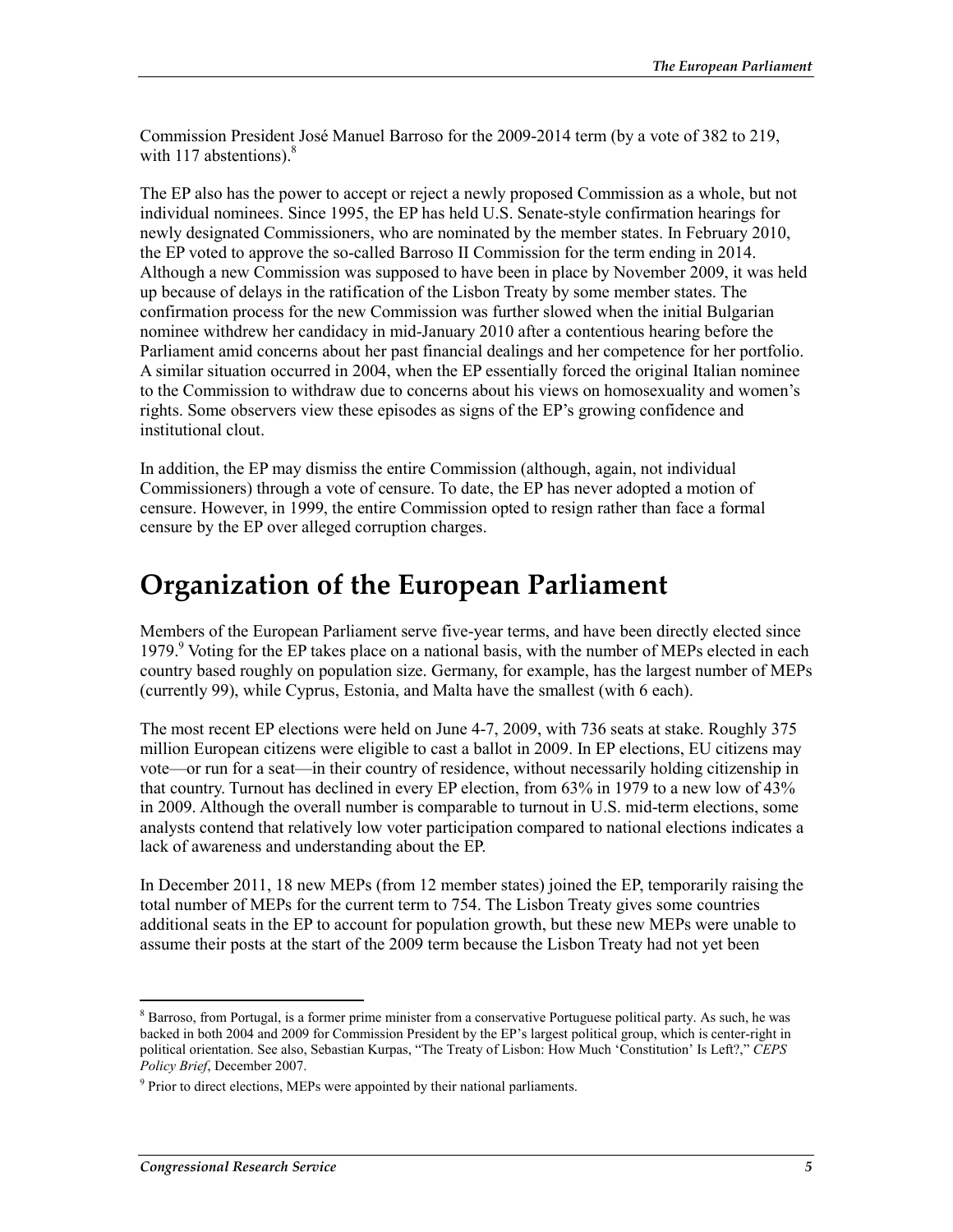Commission President José Manuel Barroso for the 2009-2014 term (by a vote of 382 to 219, with 117 abstentions).[8]

The EP also has the power to accept or reject a newly proposed Commission as a whole, but not individual nominees. Since 1995, the EP has held U.S. Senate-style confirmation hearings for newly designated Commissioners, who are nominated by the member states. In February 2010, the EP voted to approve the so-called Barroso II Commission for the term ending in 2014. Although a new Commission was supposed to have been in place by November 2009, it was held up because of delays in the ratification of the Lisbon Treaty by some member states. The confirmation process for the new Commission was further slowed when the initial Bulgarian nominee withdrew her candidacy in mid-January 2010 after a contentious hearing before the Parliament amid concerns about her past financial dealings and her competence for her portfolio. A similar situation occurred in 2004, when the EP essentially forced the original Italian nominee to the Commission to withdraw due to concerns about his views on homosexuality and women's rights. Some observers view these episodes as signs of the EP's growing confidence and institutional clout.

In addition, the EP may dismiss the entire Commission (although, again, not individual Commissioners) through a vote of censure. To date, the EP has never adopted a motion of censure. However, in 1999, the entire Commission opted to resign rather than face a formal censure by the EP over alleged corruption charges.

# Organization of the European Parliament

Members of the European Parliament serve five-year terms, and have been directly elected since 1979.[9] Voting for the EP takes place on a national basis, with the number of MEPs elected in each country based roughly on population size. Germany, for example, has the largest number of MEPs (currently 99), while Cyprus, Estonia, and Malta have the smallest (with 6 each).

The most recent EP elections were held on June 4-7, 2009, with 736 seats at stake. Roughly 375 million European citizens were eligible to cast a ballot in 2009. In EP elections, EU citizens may vote—or run for a seat—in their country of residence, without necessarily holding citizenship in that country. Turnout has declined in every EP election, from 63% in 1979 to a new low of 43% in 2009. Although the overall number is comparable to turnout in U.S. mid-term elections, some analysts contend that relatively low voter participation compared to national elections indicates a lack of awareness and understanding about the EP.

In December 2011, 18 new MEPs (from 12 member states) joined the EP, temporarily raising the total number of MEPs for the current term to 754. The Lisbon Treaty gives some countries additional seats in the EP to account for population growth, but these new MEPs were unable to assume their posts at the start of the 2009 term because the Lisbon Treaty had not yet been

---

[8] Barroso, from Portugal, is a former prime minister from a conservative Portuguese political party. As such, he was backed in both 2004 and 2009 for Commission President by the EP's largest political group, which is center-right in political orientation. See also, Sebastian Kurpas, "The Treaty of Lisbon: How Much 'Constitution' Is Left?," *CEPS Policy Brief*, December 2007.

[9] Prior to direct elections, MEPs were appointed by their national parliaments.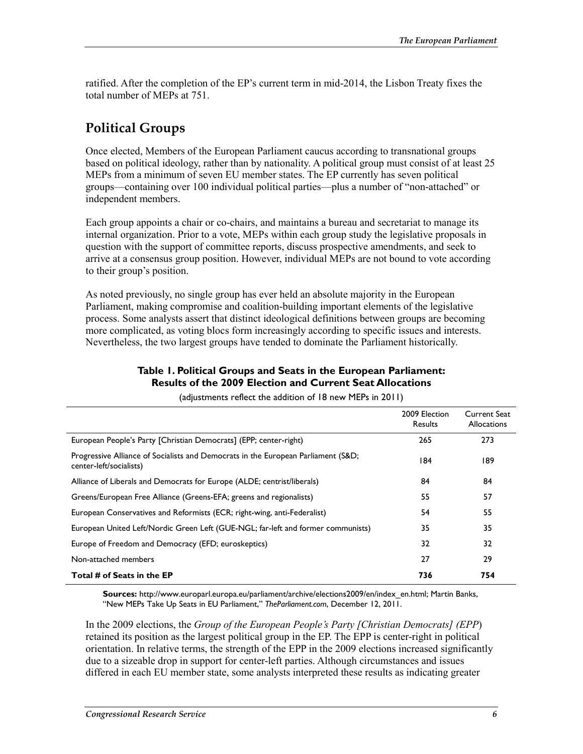ratified. After the completion of the EP's current term in mid-2014, the Lisbon Treaty fixes the total number of MEPs at 751.

## Political Groups

Once elected, Members of the European Parliament caucus according to transnational groups based on political ideology, rather than by nationality. A political group must consist of at least 25 MEPs from a minimum of seven EU member states. The EP currently has seven political groups—containing over 100 individual political parties—plus a number of "non-attached" or independent members.

Each group appoints a chair or co-chairs, and maintains a bureau and secretariat to manage its internal organization. Prior to a vote, MEPs within each group study the legislative proposals in question with the support of committee reports, discuss prospective amendments, and seek to arrive at a consensus group position. However, individual MEPs are not bound to vote according to their group's position.

As noted previously, no single group has ever held an absolute majority in the European Parliament, making compromise and coalition-building important elements of the legislative process. Some analysts assert that distinct ideological definitions between groups are becoming more complicated, as voting blocs form increasingly according to specific issues and interests. Nevertheless, the two largest groups have tended to dominate the Parliament historically.

**Table 1. Political Groups and Seats in the European Parliament: Results of the 2009 Election and Current Seat Allocations**

(adjustments reflect the addition of 18 new MEPs in 2011)

| | 2009 Election Results | Current Seat Allocations |
|---|---|---|
| European People's Party [Christian Democrats] (EPP; center-right) | 265 | 273 |
| Progressive Alliance of Socialists and Democrats in the European Parliament (S&D; center-left/socialists) | 184 | 189 |
| Alliance of Liberals and Democrats for Europe (ALDE; centrist/liberals) | 84 | 84 |
| Greens/European Free Alliance (Greens-EFA; greens and regionalists) | 55 | 57 |
| European Conservatives and Reformists (ECR; right-wing, anti-Federalist) | 54 | 55 |
| European United Left/Nordic Green Left (GUE-NGL; far-left and former communists) | 35 | 35 |
| Europe of Freedom and Democracy (EFD; euroskeptics) | 32 | 32 |
| Non-attached members | 27 | 29 |
| **Total # of Seats in the EP** | **736** | **754** |

**Sources:** http://www.europarl.europa.eu/parliament/archive/elections2009/en/index_en.html; Martin Banks, "New MEPs Take Up Seats in EU Parliament," *TheParliament.com*, December 12, 2011.

In the 2009 elections, the *Group of the European People's Party [Christian Democrats] (EPP*) retained its position as the largest political group in the EP. The EPP is center-right in political orientation. In relative terms, the strength of the EPP in the 2009 elections increased significantly due to a sizeable drop in support for center-left parties. Although circumstances and issues differed in each EU member state, some analysts interpreted these results as indicating greater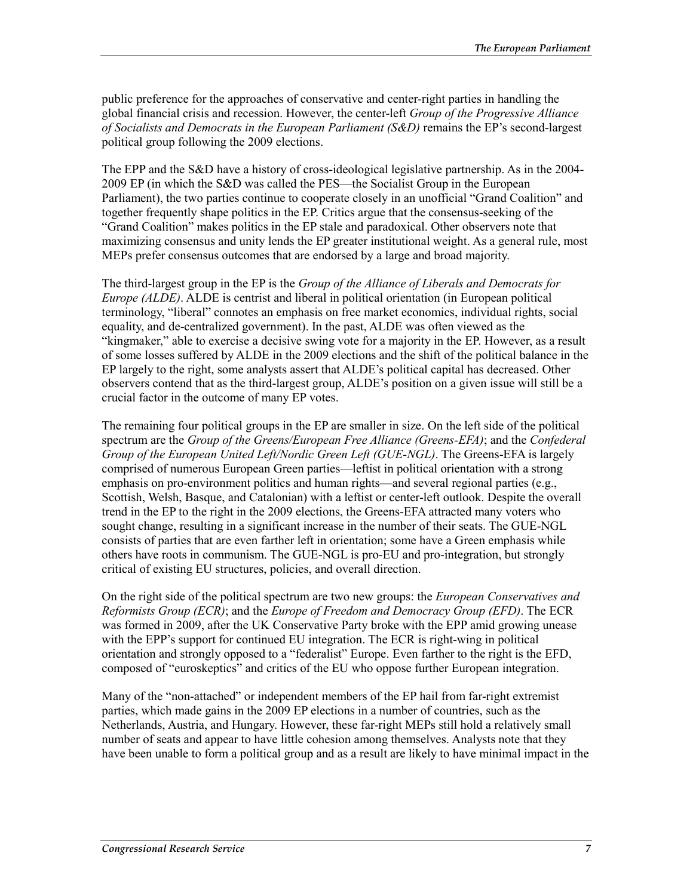public preference for the approaches of conservative and center-right parties in handling the global financial crisis and recession. However, the center-left *Group of the Progressive Alliance of Socialists and Democrats in the European Parliament (S&D)* remains the EP's second-largest political group following the 2009 elections.

The EPP and the S&D have a history of cross-ideological legislative partnership. As in the 2004-2009 EP (in which the S&D was called the PES—the Socialist Group in the European Parliament), the two parties continue to cooperate closely in an unofficial "Grand Coalition" and together frequently shape politics in the EP. Critics argue that the consensus-seeking of the "Grand Coalition" makes politics in the EP stale and paradoxical. Other observers note that maximizing consensus and unity lends the EP greater institutional weight. As a general rule, most MEPs prefer consensus outcomes that are endorsed by a large and broad majority.

The third-largest group in the EP is the *Group of the Alliance of Liberals and Democrats for Europe (ALDE)*. ALDE is centrist and liberal in political orientation (in European political terminology, "liberal" connotes an emphasis on free market economics, individual rights, social equality, and de-centralized government). In the past, ALDE was often viewed as the "kingmaker," able to exercise a decisive swing vote for a majority in the EP. However, as a result of some losses suffered by ALDE in the 2009 elections and the shift of the political balance in the EP largely to the right, some analysts assert that ALDE's political capital has decreased. Other observers contend that as the third-largest group, ALDE's position on a given issue will still be a crucial factor in the outcome of many EP votes.

The remaining four political groups in the EP are smaller in size. On the left side of the political spectrum are the *Group of the Greens/European Free Alliance (Greens-EFA)*; and the *Confederal Group of the European United Left/Nordic Green Left (GUE-NGL)*. The Greens-EFA is largely comprised of numerous European Green parties—leftist in political orientation with a strong emphasis on pro-environment politics and human rights—and several regional parties (e.g., Scottish, Welsh, Basque, and Catalonian) with a leftist or center-left outlook. Despite the overall trend in the EP to the right in the 2009 elections, the Greens-EFA attracted many voters who sought change, resulting in a significant increase in the number of their seats. The GUE-NGL consists of parties that are even farther left in orientation; some have a Green emphasis while others have roots in communism. The GUE-NGL is pro-EU and pro-integration, but strongly critical of existing EU structures, policies, and overall direction.

On the right side of the political spectrum are two new groups: the *European Conservatives and Reformists Group (ECR)*; and the *Europe of Freedom and Democracy Group (EFD)*. The ECR was formed in 2009, after the UK Conservative Party broke with the EPP amid growing unease with the EPP's support for continued EU integration. The ECR is right-wing in political orientation and strongly opposed to a "federalist" Europe. Even farther to the right is the EFD, composed of "euroskeptics" and critics of the EU who oppose further European integration.

Many of the "non-attached" or independent members of the EP hail from far-right extremist parties, which made gains in the 2009 EP elections in a number of countries, such as the Netherlands, Austria, and Hungary. However, these far-right MEPs still hold a relatively small number of seats and appear to have little cohesion among themselves. Analysts note that they have been unable to form a political group and as a result are likely to have minimal impact in the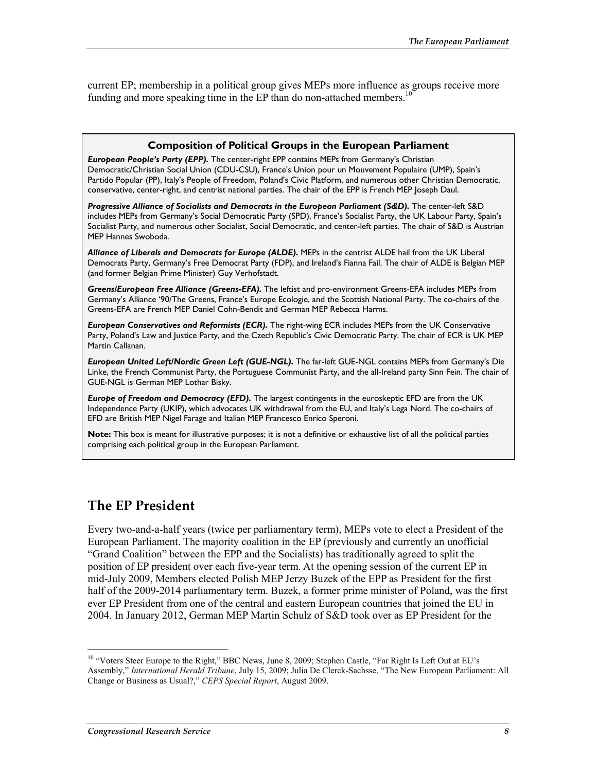current EP; membership in a political group gives MEPs more influence as groups receive more funding and more speaking time in the EP than do non-attached members.[10]

**Composition of Political Groups in the European Parliament**

***European People's Party (EPP).*** The center-right EPP contains MEPs from Germany's Christian Democratic/Christian Social Union (CDU-CSU), France's Union pour un Mouvement Populaire (UMP), Spain's Partido Popular (PP), Italy's People of Freedom, Poland's Civic Platform, and numerous other Christian Democratic, conservative, center-right, and centrist national parties. The chair of the EPP is French MEP Joseph Daul.

***Progressive Alliance of Socialists and Democrats in the European Parliament (S&D).*** The center-left S&D includes MEPs from Germany's Social Democratic Party (SPD), France's Socialist Party, the UK Labour Party, Spain's Socialist Party, and numerous other Socialist, Social Democratic, and center-left parties. The chair of S&D is Austrian MEP Hannes Swoboda.

***Alliance of Liberals and Democrats for Europe (ALDE).*** MEPs in the centrist ALDE hail from the UK Liberal Democrats Party, Germany's Free Democrat Party (FDP), and Ireland's Fianna Fail. The chair of ALDE is Belgian MEP (and former Belgian Prime Minister) Guy Verhofstadt.

***Greens/European Free Alliance (Greens-EFA).*** The leftist and pro-environment Greens-EFA includes MEPs from Germany's Alliance '90/The Greens, France's Europe Ecologie, and the Scottish National Party. The co-chairs of the Greens-EFA are French MEP Daniel Cohn-Bendit and German MEP Rebecca Harms.

***European Conservatives and Reformists (ECR).*** The right-wing ECR includes MEPs from the UK Conservative Party, Poland's Law and Justice Party, and the Czech Republic's Civic Democratic Party. The chair of ECR is UK MEP Martin Callanan.

***European United Left/Nordic Green Left (GUE-NGL).*** The far-left GUE-NGL contains MEPs from Germany's Die Linke, the French Communist Party, the Portuguese Communist Party, and the all-Ireland party Sinn Fein. The chair of GUE-NGL is German MEP Lothar Bisky.

***Europe of Freedom and Democracy (EFD).*** The largest contingents in the euroskeptic EFD are from the UK Independence Party (UKIP), which advocates UK withdrawal from the EU, and Italy's Lega Nord. The co-chairs of EFD are British MEP Nigel Farage and Italian MEP Francesco Enrico Speroni.

**Note:** This box is meant for illustrative purposes; it is not a definitive or exhaustive list of all the political parties comprising each political group in the European Parliament.

## The EP President

Every two-and-a-half years (twice per parliamentary term), MEPs vote to elect a President of the European Parliament. The majority coalition in the EP (previously and currently an unofficial "Grand Coalition" between the EPP and the Socialists) has traditionally agreed to split the position of EP president over each five-year term. At the opening session of the current EP in mid-July 2009, Members elected Polish MEP Jerzy Buzek of the EPP as President for the first half of the 2009-2014 parliamentary term. Buzek, a former prime minister of Poland, was the first ever EP President from one of the central and eastern European countries that joined the EU in 2004. In January 2012, German MEP Martin Schulz of S&D took over as EP President for the

[10] "Voters Steer Europe to the Right," BBC News, June 8, 2009; Stephen Castle, "Far Right Is Left Out at EU's Assembly," *International Herald Tribune*, July 15, 2009; Julia De Clerck-Sachsse, "The New European Parliament: All Change or Business as Usual?," *CEPS Special Report*, August 2009.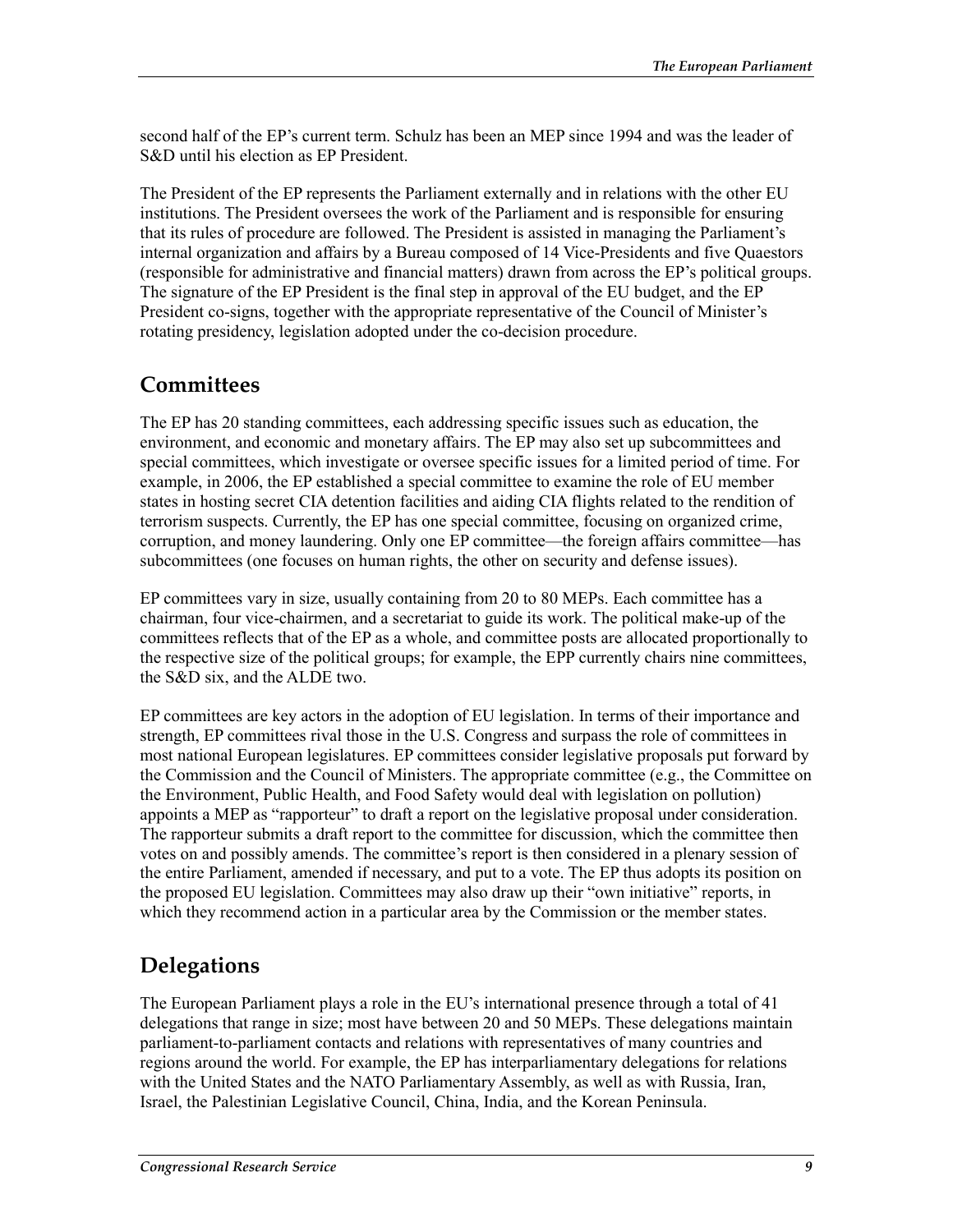second half of the EP's current term. Schulz has been an MEP since 1994 and was the leader of S&D until his election as EP President.

The President of the EP represents the Parliament externally and in relations with the other EU institutions. The President oversees the work of the Parliament and is responsible for ensuring that its rules of procedure are followed. The President is assisted in managing the Parliament's internal organization and affairs by a Bureau composed of 14 Vice-Presidents and five Quaestors (responsible for administrative and financial matters) drawn from across the EP's political groups. The signature of the EP President is the final step in approval of the EU budget, and the EP President co-signs, together with the appropriate representative of the Council of Minister's rotating presidency, legislation adopted under the co-decision procedure.

## Committees

The EP has 20 standing committees, each addressing specific issues such as education, the environment, and economic and monetary affairs. The EP may also set up subcommittees and special committees, which investigate or oversee specific issues for a limited period of time. For example, in 2006, the EP established a special committee to examine the role of EU member states in hosting secret CIA detention facilities and aiding CIA flights related to the rendition of terrorism suspects. Currently, the EP has one special committee, focusing on organized crime, corruption, and money laundering. Only one EP committee—the foreign affairs committee—has subcommittees (one focuses on human rights, the other on security and defense issues).

EP committees vary in size, usually containing from 20 to 80 MEPs. Each committee has a chairman, four vice-chairmen, and a secretariat to guide its work. The political make-up of the committees reflects that of the EP as a whole, and committee posts are allocated proportionally to the respective size of the political groups; for example, the EPP currently chairs nine committees, the S&D six, and the ALDE two.

EP committees are key actors in the adoption of EU legislation. In terms of their importance and strength, EP committees rival those in the U.S. Congress and surpass the role of committees in most national European legislatures. EP committees consider legislative proposals put forward by the Commission and the Council of Ministers. The appropriate committee (e.g., the Committee on the Environment, Public Health, and Food Safety would deal with legislation on pollution) appoints a MEP as "rapporteur" to draft a report on the legislative proposal under consideration. The rapporteur submits a draft report to the committee for discussion, which the committee then votes on and possibly amends. The committee's report is then considered in a plenary session of the entire Parliament, amended if necessary, and put to a vote. The EP thus adopts its position on the proposed EU legislation. Committees may also draw up their "own initiative" reports, in which they recommend action in a particular area by the Commission or the member states.

## Delegations

The European Parliament plays a role in the EU's international presence through a total of 41 delegations that range in size; most have between 20 and 50 MEPs. These delegations maintain parliament-to-parliament contacts and relations with representatives of many countries and regions around the world. For example, the EP has interparliamentary delegations for relations with the United States and the NATO Parliamentary Assembly, as well as with Russia, Iran, Israel, the Palestinian Legislative Council, China, India, and the Korean Peninsula.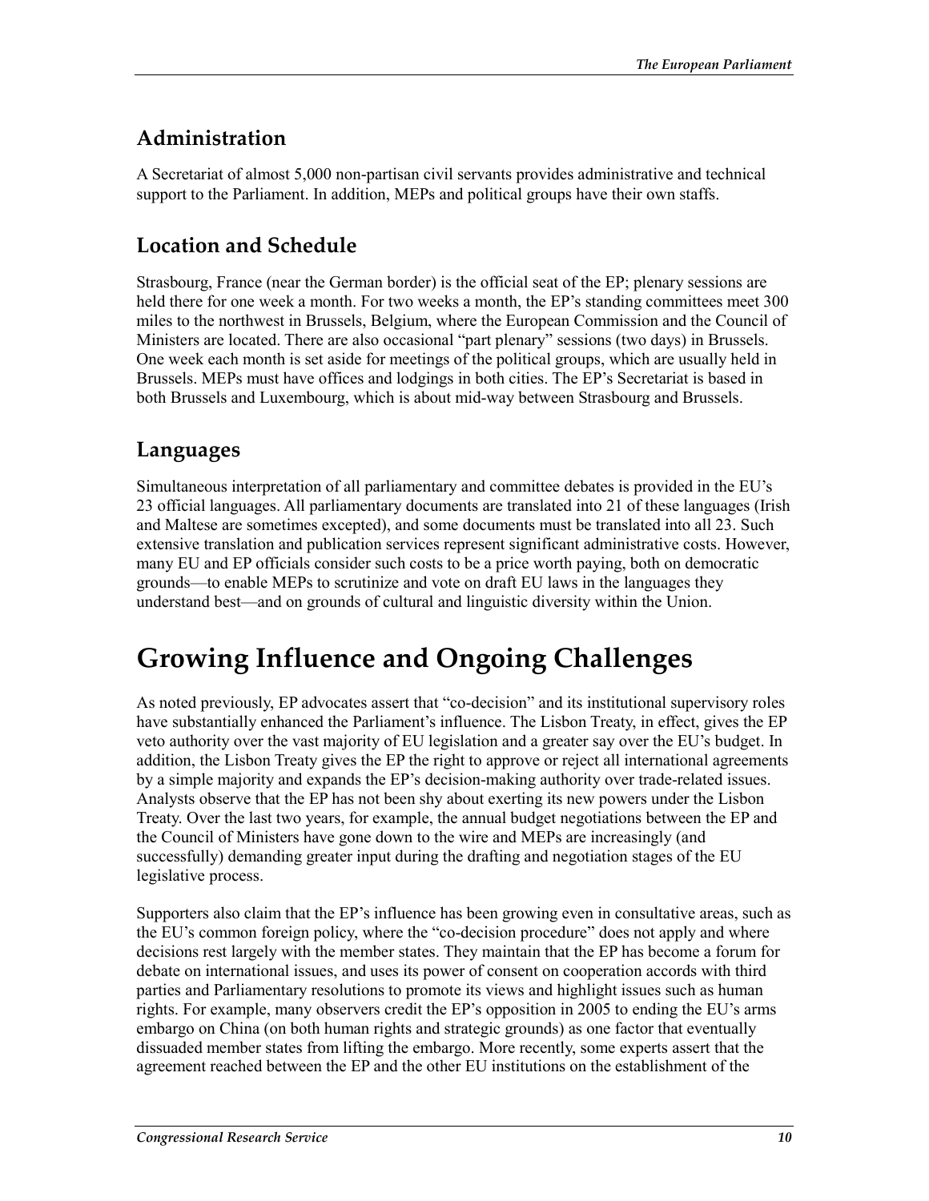## Administration

A Secretariat of almost 5,000 non-partisan civil servants provides administrative and technical support to the Parliament. In addition, MEPs and political groups have their own staffs.

## Location and Schedule

Strasbourg, France (near the German border) is the official seat of the EP; plenary sessions are held there for one week a month. For two weeks a month, the EP's standing committees meet 300 miles to the northwest in Brussels, Belgium, where the European Commission and the Council of Ministers are located. There are also occasional "part plenary" sessions (two days) in Brussels. One week each month is set aside for meetings of the political groups, which are usually held in Brussels. MEPs must have offices and lodgings in both cities. The EP's Secretariat is based in both Brussels and Luxembourg, which is about mid-way between Strasbourg and Brussels.

## Languages

Simultaneous interpretation of all parliamentary and committee debates is provided in the EU's 23 official languages. All parliamentary documents are translated into 21 of these languages (Irish and Maltese are sometimes excepted), and some documents must be translated into all 23. Such extensive translation and publication services represent significant administrative costs. However, many EU and EP officials consider such costs to be a price worth paying, both on democratic grounds—to enable MEPs to scrutinize and vote on draft EU laws in the languages they understand best—and on grounds of cultural and linguistic diversity within the Union.

# Growing Influence and Ongoing Challenges

As noted previously, EP advocates assert that "co-decision" and its institutional supervisory roles have substantially enhanced the Parliament's influence. The Lisbon Treaty, in effect, gives the EP veto authority over the vast majority of EU legislation and a greater say over the EU's budget. In addition, the Lisbon Treaty gives the EP the right to approve or reject all international agreements by a simple majority and expands the EP's decision-making authority over trade-related issues. Analysts observe that the EP has not been shy about exerting its new powers under the Lisbon Treaty. Over the last two years, for example, the annual budget negotiations between the EP and the Council of Ministers have gone down to the wire and MEPs are increasingly (and successfully) demanding greater input during the drafting and negotiation stages of the EU legislative process.

Supporters also claim that the EP's influence has been growing even in consultative areas, such as the EU's common foreign policy, where the "co-decision procedure" does not apply and where decisions rest largely with the member states. They maintain that the EP has become a forum for debate on international issues, and uses its power of consent on cooperation accords with third parties and Parliamentary resolutions to promote its views and highlight issues such as human rights. For example, many observers credit the EP's opposition in 2005 to ending the EU's arms embargo on China (on both human rights and strategic grounds) as one factor that eventually dissuaded member states from lifting the embargo. More recently, some experts assert that the agreement reached between the EP and the other EU institutions on the establishment of the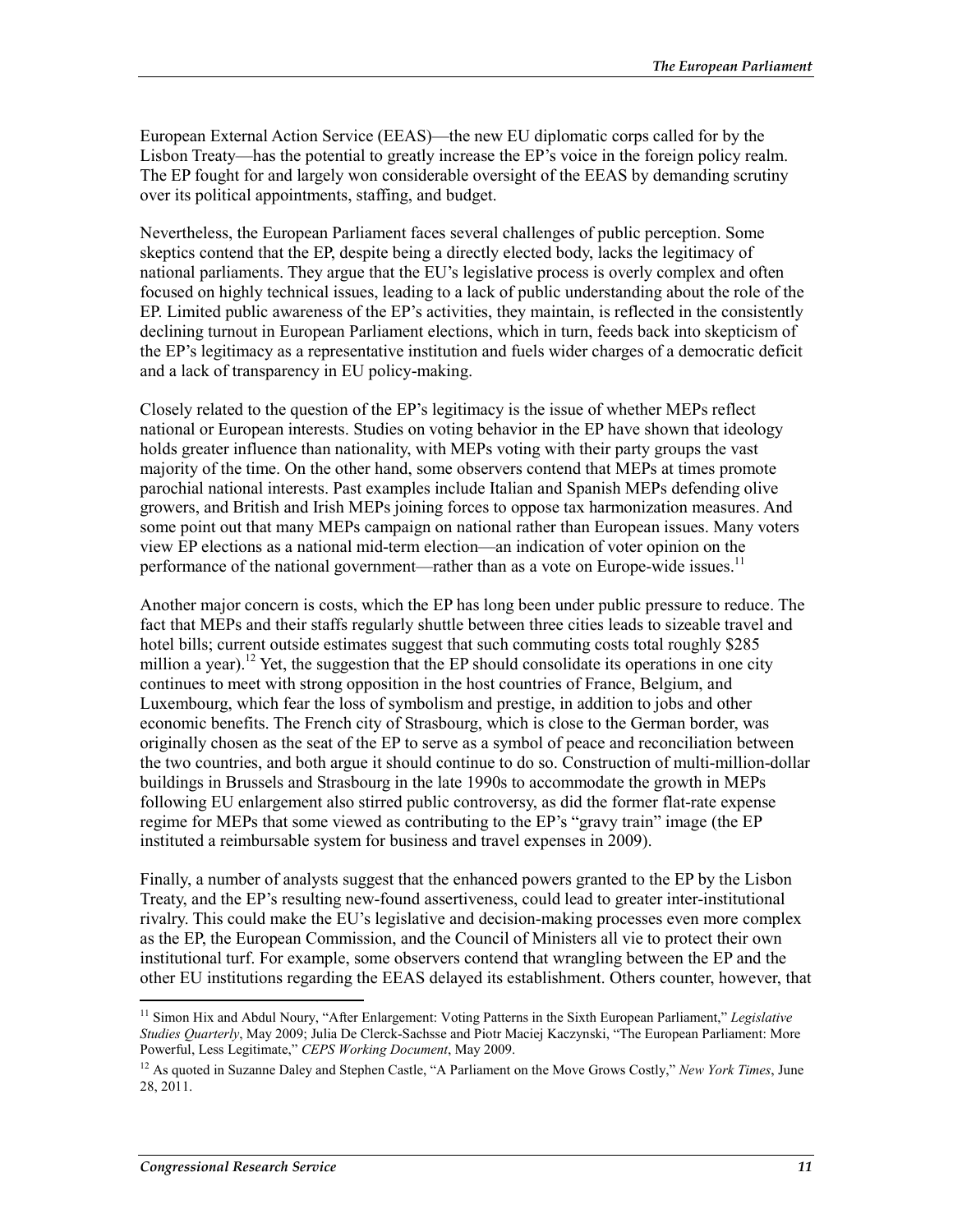European External Action Service (EEAS)—the new EU diplomatic corps called for by the Lisbon Treaty—has the potential to greatly increase the EP's voice in the foreign policy realm. The EP fought for and largely won considerable oversight of the EEAS by demanding scrutiny over its political appointments, staffing, and budget.

Nevertheless, the European Parliament faces several challenges of public perception. Some skeptics contend that the EP, despite being a directly elected body, lacks the legitimacy of national parliaments. They argue that the EU's legislative process is overly complex and often focused on highly technical issues, leading to a lack of public understanding about the role of the EP. Limited public awareness of the EP's activities, they maintain, is reflected in the consistently declining turnout in European Parliament elections, which in turn, feeds back into skepticism of the EP's legitimacy as a representative institution and fuels wider charges of a democratic deficit and a lack of transparency in EU policy-making.

Closely related to the question of the EP's legitimacy is the issue of whether MEPs reflect national or European interests. Studies on voting behavior in the EP have shown that ideology holds greater influence than nationality, with MEPs voting with their party groups the vast majority of the time. On the other hand, some observers contend that MEPs at times promote parochial national interests. Past examples include Italian and Spanish MEPs defending olive growers, and British and Irish MEPs joining forces to oppose tax harmonization measures. And some point out that many MEPs campaign on national rather than European issues. Many voters view EP elections as a national mid-term election—an indication of voter opinion on the performance of the national government—rather than as a vote on Europe-wide issues.[11]

Another major concern is costs, which the EP has long been under public pressure to reduce. The fact that MEPs and their staffs regularly shuttle between three cities leads to sizeable travel and hotel bills; current outside estimates suggest that such commuting costs total roughly $285 million a year).[12] Yet, the suggestion that the EP should consolidate its operations in one city continues to meet with strong opposition in the host countries of France, Belgium, and Luxembourg, which fear the loss of symbolism and prestige, in addition to jobs and other economic benefits. The French city of Strasbourg, which is close to the German border, was originally chosen as the seat of the EP to serve as a symbol of peace and reconciliation between the two countries, and both argue it should continue to do so. Construction of multi-million-dollar buildings in Brussels and Strasbourg in the late 1990s to accommodate the growth in MEPs following EU enlargement also stirred public controversy, as did the former flat-rate expense regime for MEPs that some viewed as contributing to the EP's "gravy train" image (the EP instituted a reimbursable system for business and travel expenses in 2009).

Finally, a number of analysts suggest that the enhanced powers granted to the EP by the Lisbon Treaty, and the EP's resulting new-found assertiveness, could lead to greater inter-institutional rivalry. This could make the EU's legislative and decision-making processes even more complex as the EP, the European Commission, and the Council of Ministers all vie to protect their own institutional turf. For example, some observers contend that wrangling between the EP and the other EU institutions regarding the EEAS delayed its establishment. Others counter, however, that

---

[11] Simon Hix and Abdul Noury, "After Enlargement: Voting Patterns in the Sixth European Parliament," *Legislative Studies Quarterly*, May 2009; Julia De Clerck-Sachsse and Piotr Maciej Kaczynski, "The European Parliament: More Powerful, Less Legitimate," *CEPS Working Document*, May 2009.

[12] As quoted in Suzanne Daley and Stephen Castle, "A Parliament on the Move Grows Costly," *New York Times*, June 28, 2011.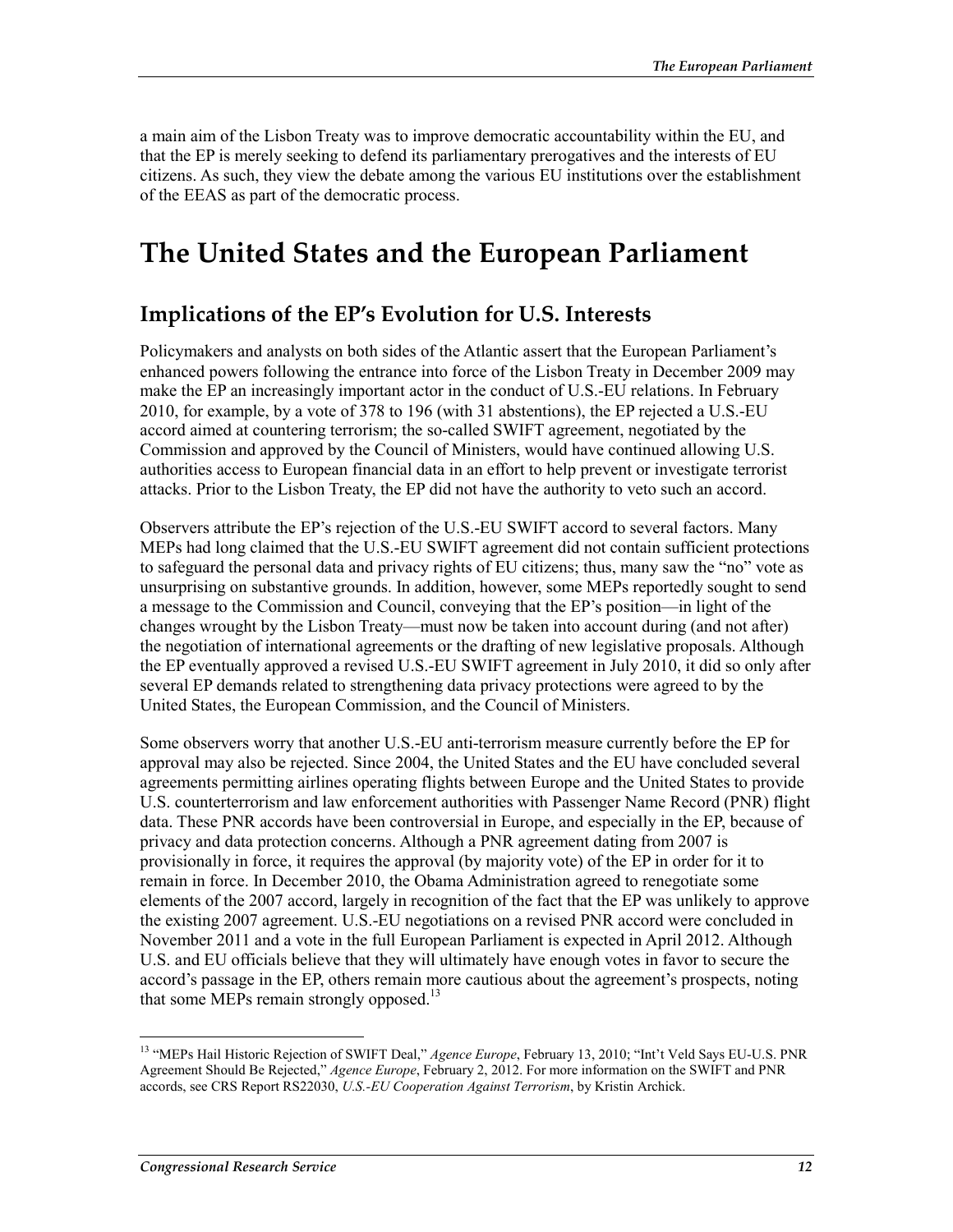a main aim of the Lisbon Treaty was to improve democratic accountability within the EU, and that the EP is merely seeking to defend its parliamentary prerogatives and the interests of EU citizens. As such, they view the debate among the various EU institutions over the establishment of the EEAS as part of the democratic process.

# The United States and the European Parliament

## Implications of the EP's Evolution for U.S. Interests

Policymakers and analysts on both sides of the Atlantic assert that the European Parliament's enhanced powers following the entrance into force of the Lisbon Treaty in December 2009 may make the EP an increasingly important actor in the conduct of U.S.-EU relations. In February 2010, for example, by a vote of 378 to 196 (with 31 abstentions), the EP rejected a U.S.-EU accord aimed at countering terrorism; the so-called SWIFT agreement, negotiated by the Commission and approved by the Council of Ministers, would have continued allowing U.S. authorities access to European financial data in an effort to help prevent or investigate terrorist attacks. Prior to the Lisbon Treaty, the EP did not have the authority to veto such an accord.

Observers attribute the EP's rejection of the U.S.-EU SWIFT accord to several factors. Many MEPs had long claimed that the U.S.-EU SWIFT agreement did not contain sufficient protections to safeguard the personal data and privacy rights of EU citizens; thus, many saw the "no" vote as unsurprising on substantive grounds. In addition, however, some MEPs reportedly sought to send a message to the Commission and Council, conveying that the EP's position—in light of the changes wrought by the Lisbon Treaty—must now be taken into account during (and not after) the negotiation of international agreements or the drafting of new legislative proposals. Although the EP eventually approved a revised U.S.-EU SWIFT agreement in July 2010, it did so only after several EP demands related to strengthening data privacy protections were agreed to by the United States, the European Commission, and the Council of Ministers.

Some observers worry that another U.S.-EU anti-terrorism measure currently before the EP for approval may also be rejected. Since 2004, the United States and the EU have concluded several agreements permitting airlines operating flights between Europe and the United States to provide U.S. counterterrorism and law enforcement authorities with Passenger Name Record (PNR) flight data. These PNR accords have been controversial in Europe, and especially in the EP, because of privacy and data protection concerns. Although a PNR agreement dating from 2007 is provisionally in force, it requires the approval (by majority vote) of the EP in order for it to remain in force. In December 2010, the Obama Administration agreed to renegotiate some elements of the 2007 accord, largely in recognition of the fact that the EP was unlikely to approve the existing 2007 agreement. U.S.-EU negotiations on a revised PNR accord were concluded in November 2011 and a vote in the full European Parliament is expected in April 2012. Although U.S. and EU officials believe that they will ultimately have enough votes in favor to secure the accord's passage in the EP, others remain more cautious about the agreement's prospects, noting that some MEPs remain strongly opposed.[13]

---

[13] "MEPs Hail Historic Rejection of SWIFT Deal," *Agence Europe*, February 13, 2010; "Int't Veld Says EU-U.S. PNR Agreement Should Be Rejected," *Agence Europe*, February 2, 2012. For more information on the SWIFT and PNR accords, see CRS Report RS22030, *U.S.-EU Cooperation Against Terrorism*, by Kristin Archick.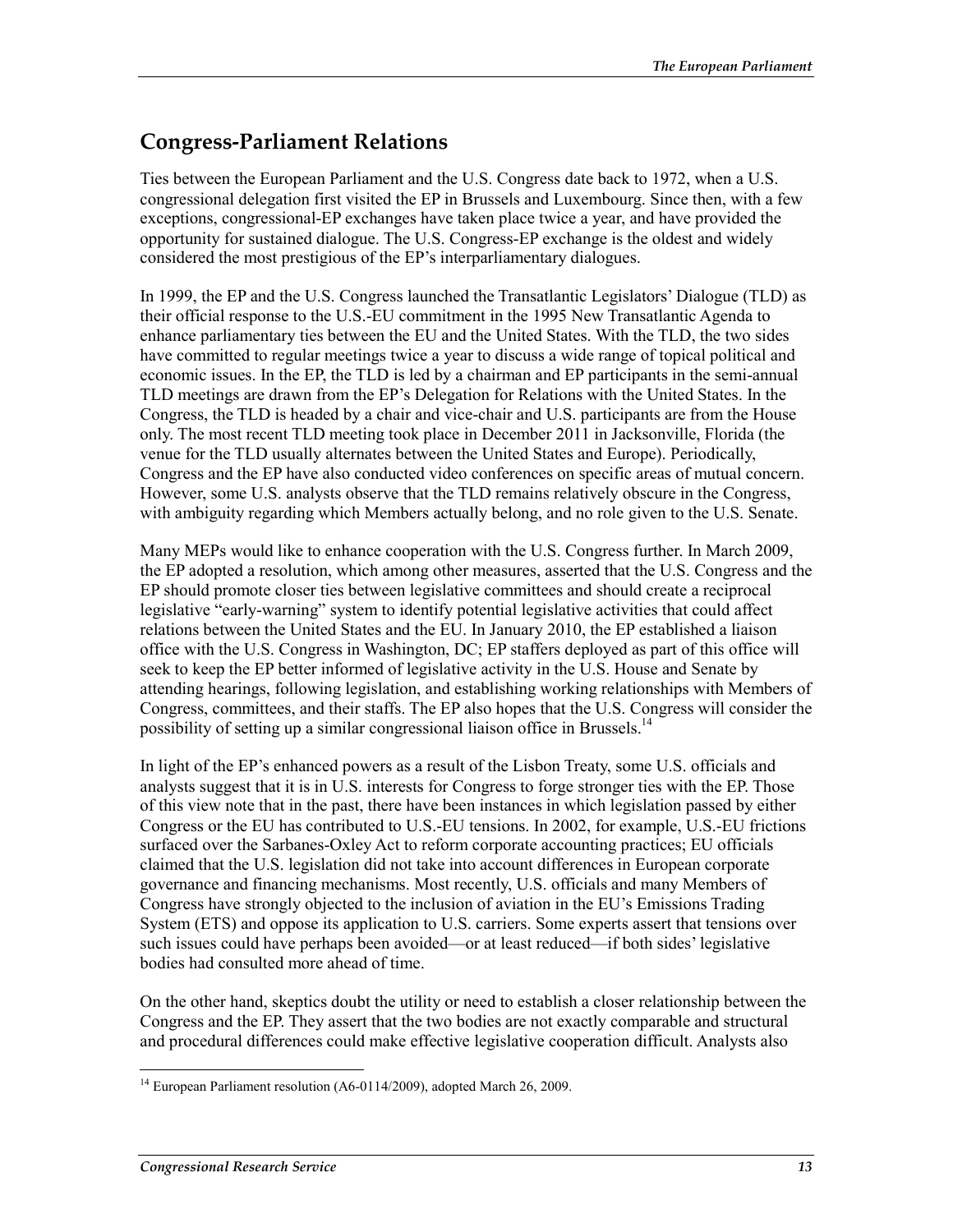## Congress-Parliament Relations

Ties between the European Parliament and the U.S. Congress date back to 1972, when a U.S. congressional delegation first visited the EP in Brussels and Luxembourg. Since then, with a few exceptions, congressional-EP exchanges have taken place twice a year, and have provided the opportunity for sustained dialogue. The U.S. Congress-EP exchange is the oldest and widely considered the most prestigious of the EP's interparliamentary dialogues.

In 1999, the EP and the U.S. Congress launched the Transatlantic Legislators' Dialogue (TLD) as their official response to the U.S.-EU commitment in the 1995 New Transatlantic Agenda to enhance parliamentary ties between the EU and the United States. With the TLD, the two sides have committed to regular meetings twice a year to discuss a wide range of topical political and economic issues. In the EP, the TLD is led by a chairman and EP participants in the semi-annual TLD meetings are drawn from the EP's Delegation for Relations with the United States. In the Congress, the TLD is headed by a chair and vice-chair and U.S. participants are from the House only. The most recent TLD meeting took place in December 2011 in Jacksonville, Florida (the venue for the TLD usually alternates between the United States and Europe). Periodically, Congress and the EP have also conducted video conferences on specific areas of mutual concern. However, some U.S. analysts observe that the TLD remains relatively obscure in the Congress, with ambiguity regarding which Members actually belong, and no role given to the U.S. Senate.

Many MEPs would like to enhance cooperation with the U.S. Congress further. In March 2009, the EP adopted a resolution, which among other measures, asserted that the U.S. Congress and the EP should promote closer ties between legislative committees and should create a reciprocal legislative "early-warning" system to identify potential legislative activities that could affect relations between the United States and the EU. In January 2010, the EP established a liaison office with the U.S. Congress in Washington, DC; EP staffers deployed as part of this office will seek to keep the EP better informed of legislative activity in the U.S. House and Senate by attending hearings, following legislation, and establishing working relationships with Members of Congress, committees, and their staffs. The EP also hopes that the U.S. Congress will consider the possibility of setting up a similar congressional liaison office in Brussels.[14]

In light of the EP's enhanced powers as a result of the Lisbon Treaty, some U.S. officials and analysts suggest that it is in U.S. interests for Congress to forge stronger ties with the EP. Those of this view note that in the past, there have been instances in which legislation passed by either Congress or the EU has contributed to U.S.-EU tensions. In 2002, for example, U.S.-EU frictions surfaced over the Sarbanes-Oxley Act to reform corporate accounting practices; EU officials claimed that the U.S. legislation did not take into account differences in European corporate governance and financing mechanisms. Most recently, U.S. officials and many Members of Congress have strongly objected to the inclusion of aviation in the EU's Emissions Trading System (ETS) and oppose its application to U.S. carriers. Some experts assert that tensions over such issues could have perhaps been avoided—or at least reduced—if both sides' legislative bodies had consulted more ahead of time.

On the other hand, skeptics doubt the utility or need to establish a closer relationship between the Congress and the EP. They assert that the two bodies are not exactly comparable and structural and procedural differences could make effective legislative cooperation difficult. Analysts also

---

[14] European Parliament resolution (A6-0114/2009), adopted March 26, 2009.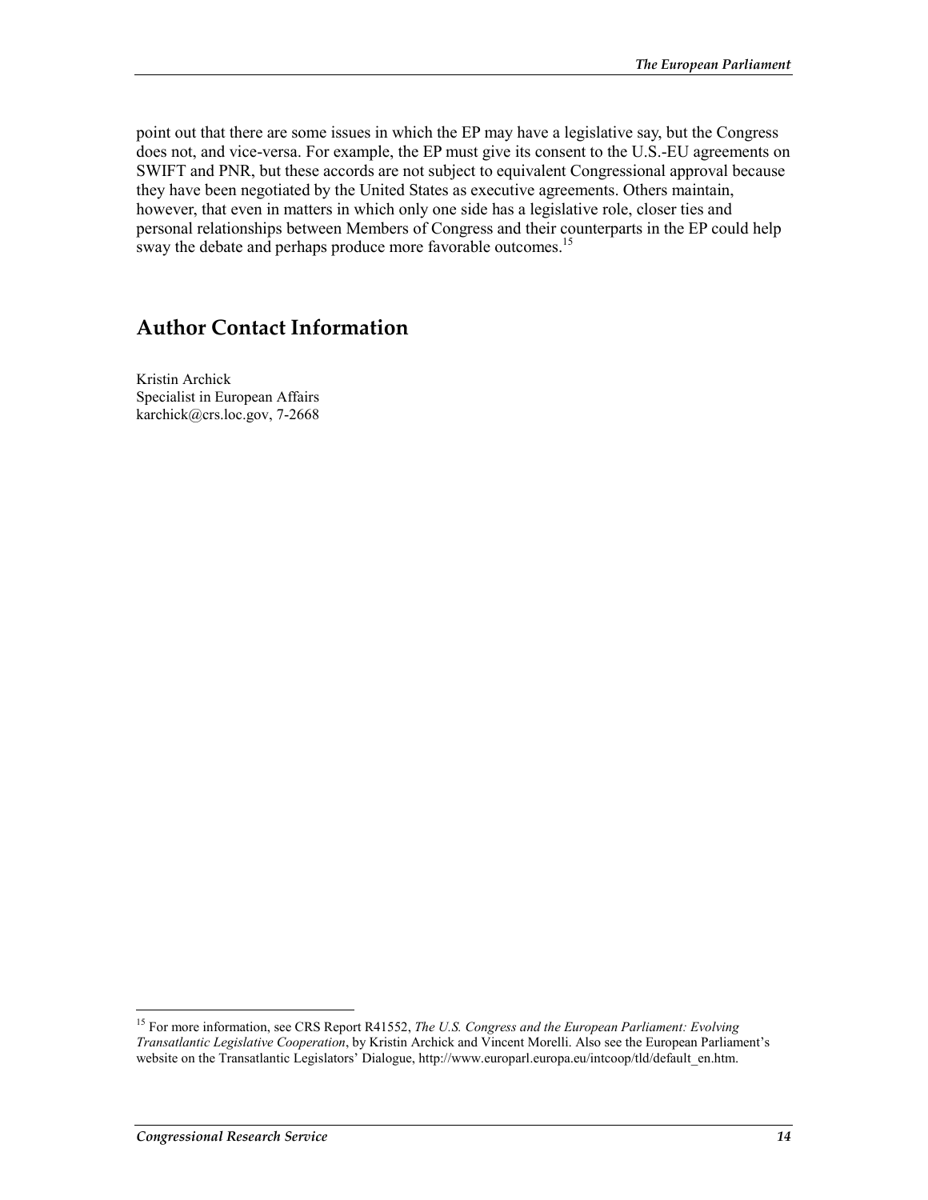point out that there are some issues in which the EP may have a legislative say, but the Congress does not, and vice-versa. For example, the EP must give its consent to the U.S.-EU agreements on SWIFT and PNR, but these accords are not subject to equivalent Congressional approval because they have been negotiated by the United States as executive agreements. Others maintain, however, that even in matters in which only one side has a legislative role, closer ties and personal relationships between Members of Congress and their counterparts in the EP could help sway the debate and perhaps produce more favorable outcomes.[15]

## Author Contact Information

Kristin Archick
Specialist in European Affairs
karchick@crs.loc.gov, 7-2668

---

[15] For more information, see CRS Report R41552, *The U.S. Congress and the European Parliament: Evolving Transatlantic Legislative Cooperation*, by Kristin Archick and Vincent Morelli. Also see the European Parliament's website on the Transatlantic Legislators' Dialogue, http://www.europarl.europa.eu/intcoop/tld/default_en.htm.